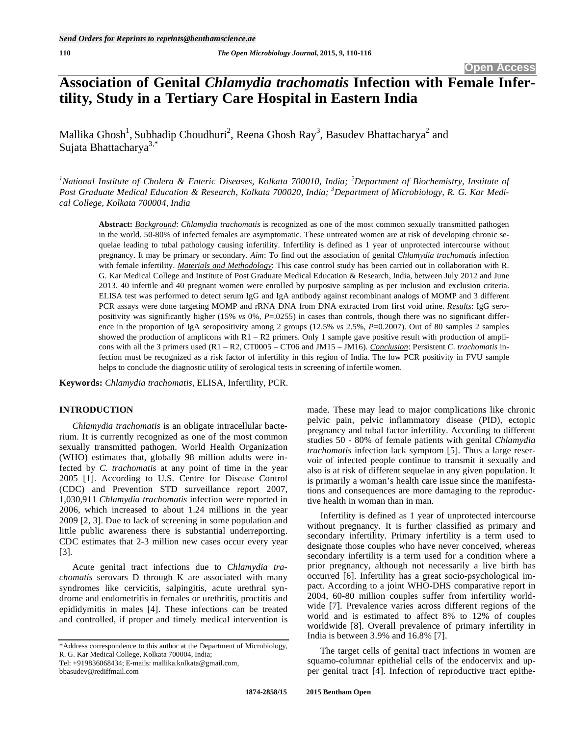# Association of Genital *Chlamydia trachomatis* Infection with Female Infertility, Study in a Tertiary Care Hospital in Eastern India

Mallika Ghosh[1], Subhadip Choudhuri[2], Reena Ghosh Ray[3], Basudev Bhattacharya[2] and Sujata Bhattacharya[3,*]

[1]*National Institute of Cholera & Enteric Diseases, Kolkata 700010, India;* [2]*Department of Biochemistry, Institute of Post Graduate Medical Education & Research, Kolkata 700020, India;* [3]*Department of Microbiology, R. G. Kar Medical College, Kolkata 700004, India*

**Abstract:** ***Background***: *Chlamydia trachomatis* is recognized as one of the most common sexually transmitted pathogen in the world. 50-80% of infected females are asymptomatic. These untreated women are at risk of developing chronic sequelae leading to tubal pathology causing infertility. Infertility is defined as 1 year of unprotected intercourse without pregnancy. It may be primary or secondary. ***Aim***: To find out the association of genital *Chlamydia trachomatis* infection with female infertility. ***Materials and Methodology***: This case control study has been carried out in collaboration with R. G. Kar Medical College and Institute of Post Graduate Medical Education & Research, India, between July 2012 and June 2013. 40 infertile and 40 pregnant women were enrolled by purposive sampling as per inclusion and exclusion criteria. ELISA test was performed to detect serum IgG and IgA antibody against recombinant analogs of MOMP and 3 different PCR assays were done targeting MOMP and rRNA DNA from DNA extracted from first void urine. ***Results***: IgG seropositivity was significantly higher (15% *vs* 0%, $P$=.0255) in cases than controls, though there was no significant difference in the proportion of IgA seropositivity among 2 groups (12.5% *vs* 2.5%, $P$=0.2007). Out of 80 samples 2 samples showed the production of amplicons with R1 – R2 primers. Only 1 sample gave positive result with production of amplicons with all the 3 primers used (R1 – R2, CT0005 – CT06 and JM15 – JM16). ***Conclusion***: Persistent *C. trachomatis* infection must be recognized as a risk factor of infertility in this region of India. The low PCR positivity in FVU sample helps to conclude the diagnostic utility of serological tests in screening of infertile women.

**Keywords:** *Chlamydia trachomatis*, ELISA, Infertility, PCR.

## INTRODUCTION

*Chlamydia trachomatis* is an obligate intracellular bacterium. It is currently recognized as one of the most common sexually transmitted pathogen. World Health Organization (WHO) estimates that, globally 98 million adults were infected by *C. trachomatis* at any point of time in the year 2005 [1]. According to U.S. Centre for Disease Control (CDC) and Prevention STD surveillance report 2007, 1,030,911 *Chlamydia trachomatis* infection were reported in 2006, which increased to about 1.24 millions in the year 2009 [2, 3]. Due to lack of screening in some population and little public awareness there is substantial underreporting. CDC estimates that 2-3 million new cases occur every year [3].

Acute genital tract infections due to *Chlamydia trachomatis* serovars D through K are associated with many syndromes like cervicitis, salpingitis, acute urethral syndrome and endometritis in females or urethritis, proctitis and epididymitis in males [4]. These infections can be treated and controlled, if proper and timely medical intervention is made. These may lead to major complications like chronic pelvic pain, pelvic inflammatory disease (PID), ectopic pregnancy and tubal factor infertility. According to different studies 50 - 80% of female patients with genital *Chlamydia trachomatis* infection lack symptom [5]. Thus a large reservoir of infected people continue to transmit it sexually and also is at risk of different sequelae in any given population. It is primarily a woman's health care issue since the manifestations and consequences are more damaging to the reproductive health in woman than in man.

Infertility is defined as 1 year of unprotected intercourse without pregnancy. It is further classified as primary and secondary infertility. Primary infertility is a term used to designate those couples who have never conceived, whereas secondary infertility is a term used for a condition where a prior pregnancy, although not necessarily a live birth has occurred [6]. Infertility has a great socio-psychological impact. According to a joint WHO-DHS comparative report in 2004, 60-80 million couples suffer from infertility worldwide [7]. Prevalence varies across different regions of the world and is estimated to affect 8% to 12% of couples worldwide [8]. Overall prevalence of primary infertility in India is between 3.9% and 16.8% [7].

The target cells of genital tract infections in women are squamo-columnar epithelial cells of the endocervix and upper genital tract [4]. Infection of reproductive tract epithe-

*Address correspondence to this author at the Department of Microbiology, R. G. Kar Medical College, Kolkata 700004, India;
Tel: +919836068434; E-mails: mallika.kolkata@gmail.com, bbasudev@rediffmail.com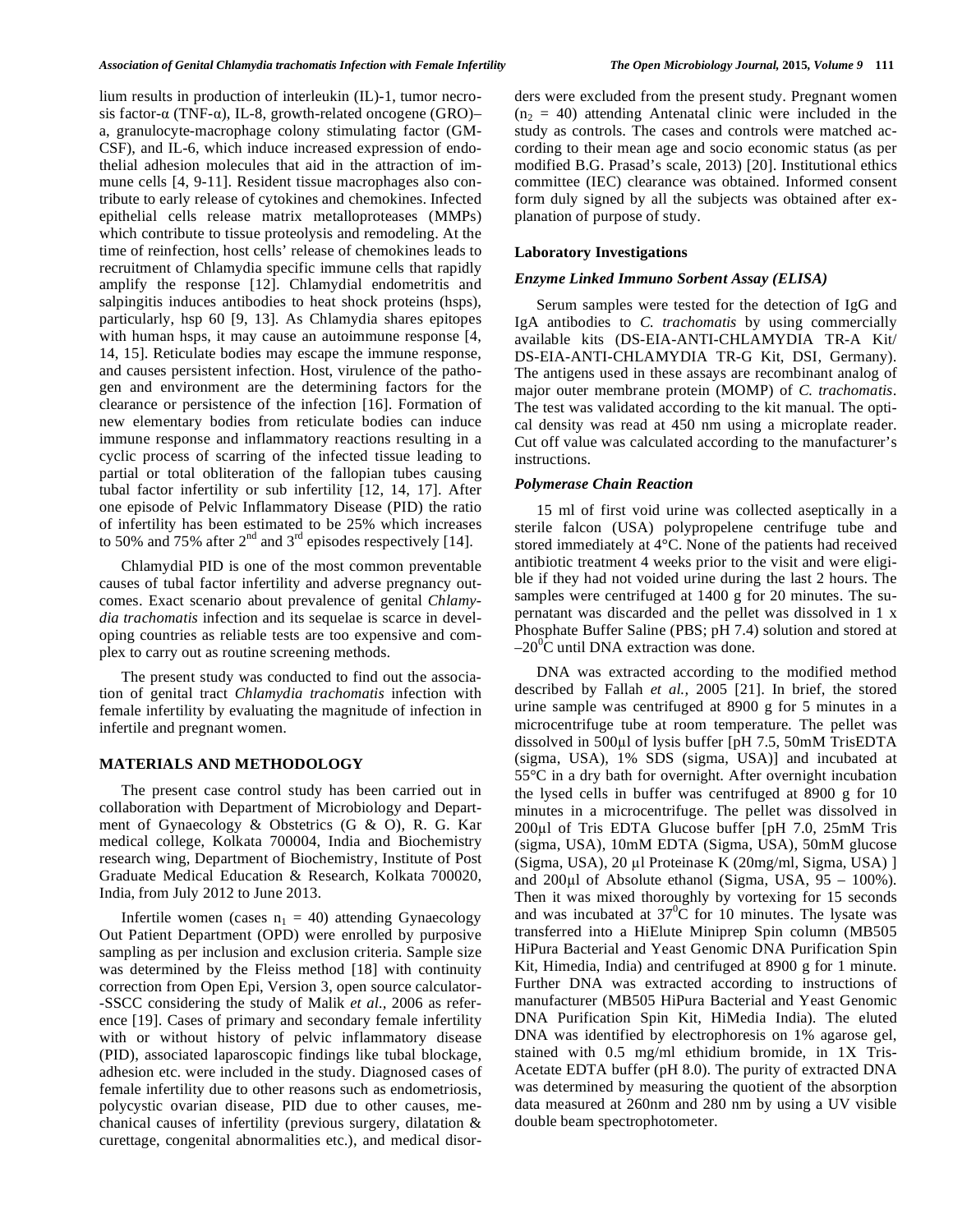lium results in production of interleukin (IL)-1, tumor necrosis factor-α (TNF-α), IL-8, growth-related oncogene (GRO)–a, granulocyte-macrophage colony stimulating factor (GM-CSF), and IL-6, which induce increased expression of endothelial adhesion molecules that aid in the attraction of immune cells [4, 9-11]. Resident tissue macrophages also contribute to early release of cytokines and chemokines. Infected epithelial cells release matrix metalloproteases (MMPs) which contribute to tissue proteolysis and remodeling. At the time of reinfection, host cells' release of chemokines leads to recruitment of Chlamydia specific immune cells that rapidly amplify the response [12]. Chlamydial endometritis and salpingitis induces antibodies to heat shock proteins (hsps), particularly, hsp 60 [9, 13]. As Chlamydia shares epitopes with human hsps, it may cause an autoimmune response [4, 14, 15]. Reticulate bodies may escape the immune response, and causes persistent infection. Host, virulence of the pathogen and environment are the determining factors for the clearance or persistence of the infection [16]. Formation of new elementary bodies from reticulate bodies can induce immune response and inflammatory reactions resulting in a cyclic process of scarring of the infected tissue leading to partial or total obliteration of the fallopian tubes causing tubal factor infertility or sub infertility [12, 14, 17]. After one episode of Pelvic Inflammatory Disease (PID) the ratio of infertility has been estimated to be 25% which increases to 50% and 75% after 2nd and 3rd episodes respectively [14].

Chlamydial PID is one of the most common preventable causes of tubal factor infertility and adverse pregnancy outcomes. Exact scenario about prevalence of genital *Chlamydia trachomatis* infection and its sequelae is scarce in developing countries as reliable tests are too expensive and complex to carry out as routine screening methods.

The present study was conducted to find out the association of genital tract *Chlamydia trachomatis* infection with female infertility by evaluating the magnitude of infection in infertile and pregnant women.

## MATERIALS AND METHODOLOGY

The present case control study has been carried out in collaboration with Department of Microbiology and Department of Gynaecology & Obstetrics (G & O), R. G. Kar medical college, Kolkata 700004, India and Biochemistry research wing, Department of Biochemistry, Institute of Post Graduate Medical Education & Research, Kolkata 700020, India, from July 2012 to June 2013.

Infertile women (cases $n_1 = 40$) attending Gynaecology Out Patient Department (OPD) were enrolled by purposive sampling as per inclusion and exclusion criteria. Sample size was determined by the Fleiss method [18] with continuity correction from Open Epi, Version 3, open source calculator--SSCC considering the study of Malik *et al.,* 2006 as reference [19]. Cases of primary and secondary female infertility with or without history of pelvic inflammatory disease (PID), associated laparoscopic findings like tubal blockage, adhesion etc. were included in the study. Diagnosed cases of female infertility due to other reasons such as endometriosis, polycystic ovarian disease, PID due to other causes, mechanical causes of infertility (previous surgery, dilatation & curettage, congenital abnormalities etc.), and medical disorders were excluded from the present study. Pregnant women ($n_2 = 40$) attending Antenatal clinic were included in the study as controls. The cases and controls were matched according to their mean age and socio economic status (as per modified B.G. Prasad's scale, 2013) [20]. Institutional ethics committee (IEC) clearance was obtained. Informed consent form duly signed by all the subjects was obtained after explanation of purpose of study.

### Laboratory Investigations

#### *Enzyme Linked Immuno Sorbent Assay (ELISA)*

Serum samples were tested for the detection of IgG and IgA antibodies to *C. trachomatis* by using commercially available kits (DS-EIA-ANTI-CHLAMYDIA TR-A Kit/ DS-EIA-ANTI-CHLAMYDIA TR-G Kit, DSI, Germany). The antigens used in these assays are recombinant analog of major outer membrane protein (MOMP) of *C. trachomatis*. The test was validated according to the kit manual. The optical density was read at 450 nm using a microplate reader. Cut off value was calculated according to the manufacturer's instructions.

#### *Polymerase Chain Reaction*

15 ml of first void urine was collected aseptically in a sterile falcon (USA) polypropelene centrifuge tube and stored immediately at 4°C. None of the patients had received antibiotic treatment 4 weeks prior to the visit and were eligible if they had not voided urine during the last 2 hours. The samples were centrifuged at 1400 g for 20 minutes. The supernatant was discarded and the pellet was dissolved in 1 x Phosphate Buffer Saline (PBS; pH 7.4) solution and stored at $-20^0$C until DNA extraction was done.

DNA was extracted according to the modified method described by Fallah *et al.,* 2005 [21]. In brief, the stored urine sample was centrifuged at 8900 g for 5 minutes in a microcentrifuge tube at room temperature. The pellet was dissolved in 500μl of lysis buffer [pH 7.5, 50mM TrisEDTA (sigma, USA), 1% SDS (sigma, USA)] and incubated at 55°C in a dry bath for overnight. After overnight incubation the lysed cells in buffer was centrifuged at 8900 g for 10 minutes in a microcentrifuge. The pellet was dissolved in 200μl of Tris EDTA Glucose buffer [pH 7.0, 25mM Tris (sigma, USA), 10mM EDTA (Sigma, USA), 50mM glucose (Sigma, USA), 20 μl Proteinase K (20mg/ml, Sigma, USA) ] and 200μl of Absolute ethanol (Sigma, USA, 95 – 100%). Then it was mixed thoroughly by vortexing for 15 seconds and was incubated at $37^0$C for 10 minutes. The lysate was transferred into a HiElute Miniprep Spin column (MB505 HiPura Bacterial and Yeast Genomic DNA Purification Spin Kit, Himedia, India) and centrifuged at 8900 g for 1 minute. Further DNA was extracted according to instructions of manufacturer (MB505 HiPura Bacterial and Yeast Genomic DNA Purification Spin Kit, HiMedia India). The eluted DNA was identified by electrophoresis on 1% agarose gel, stained with 0.5 mg/ml ethidium bromide, in 1X Tris-Acetate EDTA buffer (pH 8.0). The purity of extracted DNA was determined by measuring the quotient of the absorption data measured at 260nm and 280 nm by using a UV visible double beam spectrophotometer.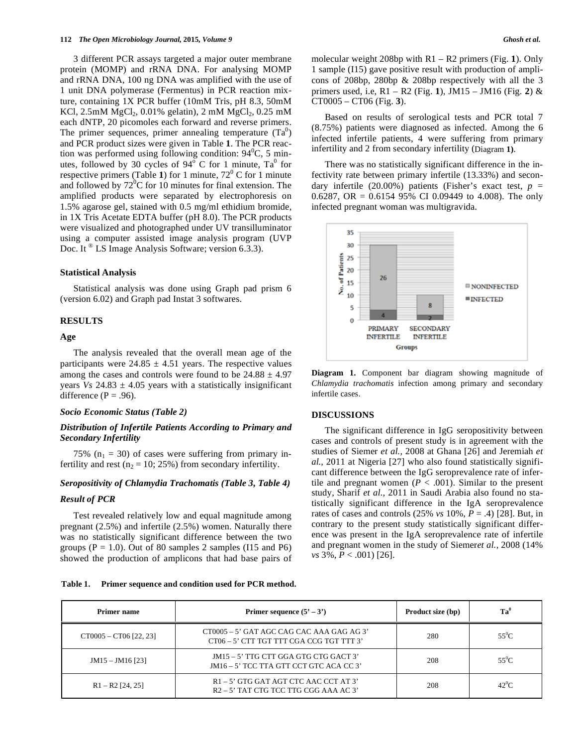3 different PCR assays targeted a major outer membrane protein (MOMP) and rRNA DNA. For analysing MOMP and rRNA DNA, 100 ng DNA was amplified with the use of 1 unit DNA polymerase (Fermentus) in PCR reaction mixture, containing 1X PCR buffer (10mM Tris, pH 8.3, 50mM KCl, 2.5mM $MgCl_2$, 0.01% gelatin), 2 mM $MgCl_2$, 0.25 mM each dNTP, 20 picomoles each forward and reverse primers. The primer sequences, primer annealing temperature ($Ta^0$) and PCR product sizes were given in Table **1**. The PCR reaction was performed using following condition: $94^0$C, 5 minutes, followed by 30 cycles of $94^0$ C for 1 minute, $Ta^0$ for respective primers (Table **1**) for 1 minute, $72^0$ C for 1 minute and followed by $72^0$C for 10 minutes for final extension. The amplified products were separated by electrophoresis on 1.5% agarose gel, stained with 0.5 mg/ml ethidium bromide, in 1X Tris Acetate EDTA buffer (pH 8.0). The PCR products were visualized and photographed under UV transilluminator using a computer assisted image analysis program (UVP Doc. It ® LS Image Analysis Software; version 6.3.3).

### Statistical Analysis

Statistical analysis was done using Graph pad prism 6 (version 6.02) and Graph pad Instat 3 softwares.

## RESULTS

### Age

The analysis revealed that the overall mean age of the participants were 24.85 ± 4.51 years. The respective values among the cases and controls were found to be 24.88 ± 4.97 years *Vs* 24.83 ± 4.05 years with a statistically insignificant difference (P = .96).

### *Socio Economic Status (Table 2)*

### *Distribution of Infertile Patients According to Primary and Secondary Infertility*

75% ($n_1$ = 30) of cases were suffering from primary infertility and rest ($n_2$ = 10; 25%) from secondary infertility.

### *Seropositivity of Chlamydia Trachomatis (Table 3, Table 4)*

### *Result of PCR*

Test revealed relatively low and equal magnitude among pregnant (2.5%) and infertile (2.5%) women. Naturally there was no statistically significant difference between the two groups (P = 1.0). Out of 80 samples 2 samples (I15 and P6) showed the production of amplicons that had base pairs of molecular weight 208bp with R1 – R2 primers (Fig. **1**). Only 1 sample (I15) gave positive result with production of amplicons of 208bp, 280bp & 208bp respectively with all the 3 primers used, i.e, R1 – R2 (Fig. **1**), JM15 – JM16 (Fig. **2**) & CT0005 – CT06 (Fig. **3**).

Based on results of serological tests and PCR total 7 (8.75%) patients were diagnosed as infected. Among the 6 infected infertile patients, 4 were suffering from primary infertility and 2 from secondary infertility (Diagram **1)**.

There was no statistically significant difference in the infectivity rate between primary infertile (13.33%) and secondary infertile (20.00%) patients (Fisher's exact test, *p* = 0.6287, OR = 0.6154 95% CI 0.09449 to 4.008). The only infected pregnant woman was multigravida.

**Diagram 1.** Component bar diagram showing magnitude of *Chlamydia trachomatis* infection among primary and secondary infertile cases.

## DISCUSSIONS

The significant difference in IgG seropositivity between cases and controls of present study is in agreement with the studies of Siemer *et al.,* 2008 at Ghana [26] and Jeremiah *et al.,* 2011 at Nigeria [27] who also found statistically significant difference between the IgG seroprevalence rate of infertile and pregnant women ($P < .001$). Similar to the present study, Sharif *et al.,* 2011 in Saudi Arabia also found no statistically significant difference in the IgA seroprevalence rates of cases and controls (25% *vs* 10%, *P* = .4) [28]. But, in contrary to the present study statistically significant difference was present in the IgA seroprevalence rate of infertile and pregnant women in the study of Siemer*et al.,* 2008 (14% *vs* 3%, $P < .001$) [26].

**Table 1. Primer sequence and condition used for PCR method.**

| Primer name | Primer sequence (5' – 3') | Product size (bp) | $Ta^0$ |
|---|---|---|---|
| CT0005 – CT06 [22, 23] | CT0005 – 5' GAT AGC CAG CAC AAA GAG AG 3'<br>CT06 – 5' CTT TGT TTT CGA CCG TGT TTT 3' | 280 | $55^0$C |
| JM15 – JM16 [23] | JM15 – 5' TTG CTT GGA GTG CTG GACT 3'<br>JM16 – 5' TCC TTA GTT CCT GTC ACA CC 3' | 208 | $55^0$C |
| R1 – R2 [24, 25] | R1 – 5' GTG GAT AGT CTC AAC CCT AT 3'<br>R2 – 5' TAT CTG TCC TTG CGG AAA AC 3' | 208 | $42^0$C |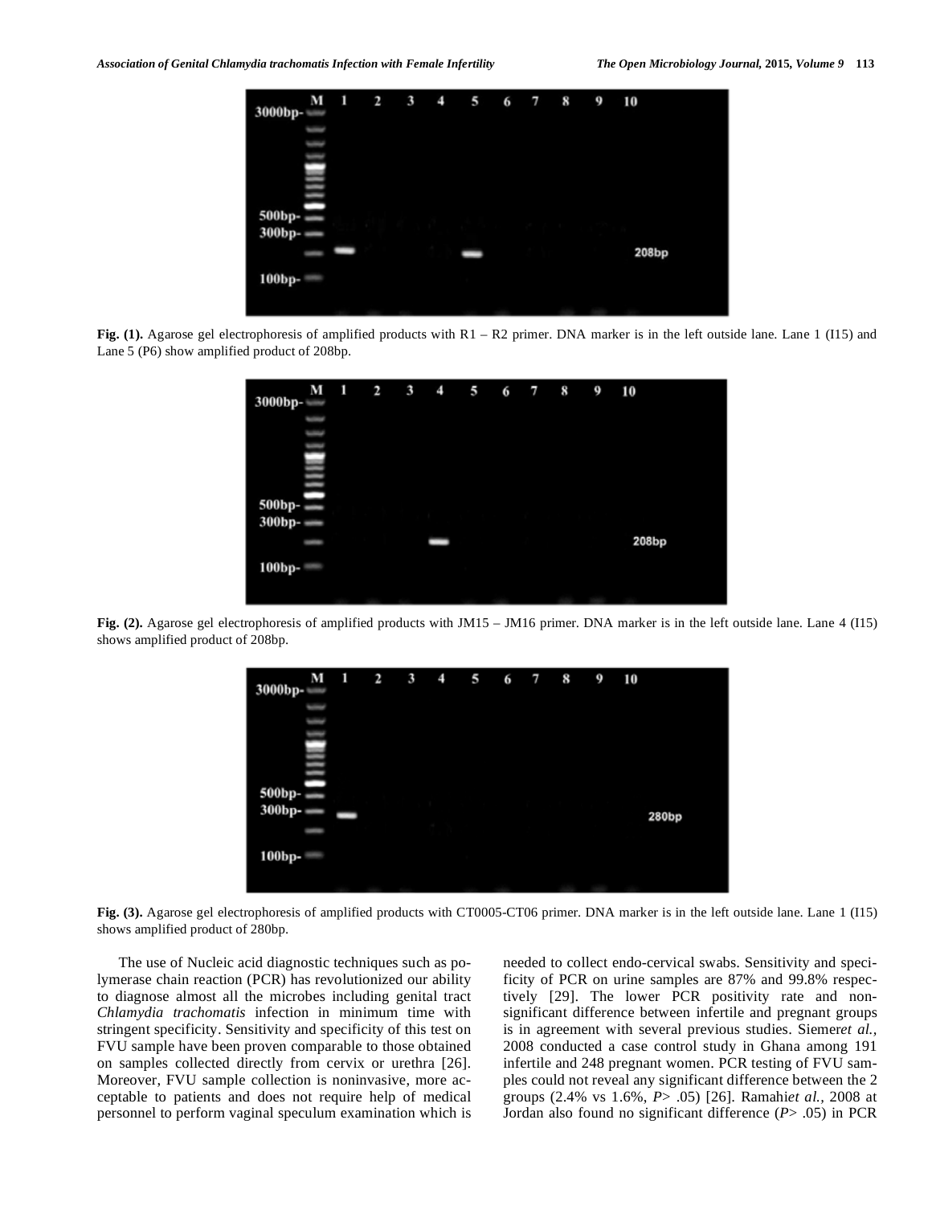Fig. (1). Agarose gel electrophoresis of amplified products with R1 – R2 primer. DNA marker is in the left outside lane. Lane 1 (I15) and Lane 5 (P6) show amplified product of 208bp.

Fig. (2). Agarose gel electrophoresis of amplified products with JM15 – JM16 primer. DNA marker is in the left outside lane. Lane 4 (I15) shows amplified product of 208bp.

Fig. (3). Agarose gel electrophoresis of amplified products with CT0005-CT06 primer. DNA marker is in the left outside lane. Lane 1 (I15) shows amplified product of 280bp.

The use of Nucleic acid diagnostic techniques such as polymerase chain reaction (PCR) has revolutionized our ability to diagnose almost all the microbes including genital tract *Chlamydia trachomatis* infection in minimum time with stringent specificity. Sensitivity and specificity of this test on FVU sample have been proven comparable to those obtained on samples collected directly from cervix or urethra [26]. Moreover, FVU sample collection is noninvasive, more acceptable to patients and does not require help of medical personnel to perform vaginal speculum examination which is needed to collect endo-cervical swabs. Sensitivity and specificity of PCR on urine samples are 87% and 99.8% respectively [29]. The lower PCR positivity rate and non-significant difference between infertile and pregnant groups is in agreement with several previous studies. Siemer*et al.*, 2008 conducted a case control study in Ghana among 191 infertile and 248 pregnant women. PCR testing of FVU samples could not reveal any significant difference between the 2 groups (2.4% vs 1.6%, $P > .05$) [26]. Ramahi*et al.*, 2008 at Jordan also found no significant difference ($P > .05$) in PCR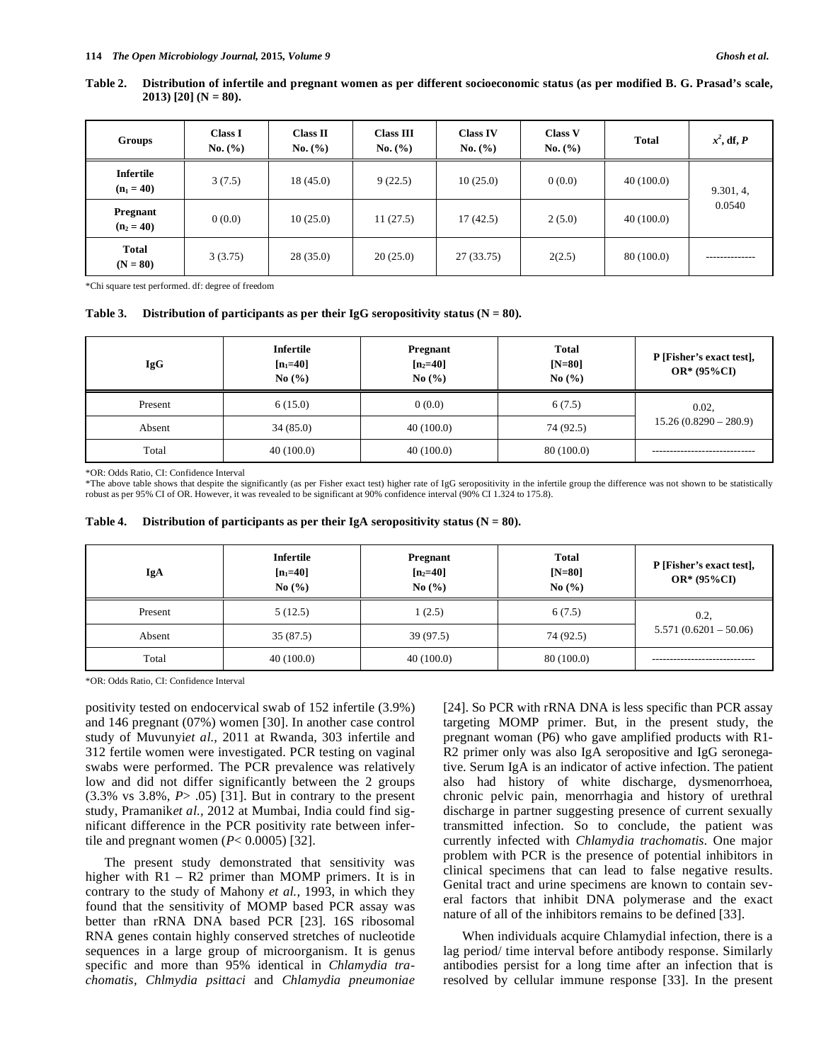**Table 2. Distribution of infertile and pregnant women as per different socioeconomic status (as per modified B. G. Prasad's scale, 2013) [20] (N = 80).**

| Groups | Class I No. (%) | Class II No. (%) | Class III No. (%) | Class IV No. (%) | Class V No. (%) | Total | $x^2$, df, *P* |
|---|---|---|---|---|---|---|---|
| **Infertile ($n_1$ = 40)** | 3 (7.5) | 18 (45.0) | 9 (22.5) | 10 (25.0) | 0 (0.0) | 40 (100.0) | 9.301, 4, 0.0540 |
| **Pregnant ($n_2$ = 40)** | 0 (0.0) | 10 (25.0) | 11 (27.5) | 17 (42.5) | 2 (5.0) | 40 (100.0) | |
| **Total (N = 80)** | 3 (3.75) | 28 (35.0) | 20 (25.0) | 27 (33.75) | 2(2.5) | 80 (100.0) | -------------- |

*Chi square test performed. df: degree of freedom

**Table 3. Distribution of participants as per their IgG seropositivity status (N = 80).**

| IgG | Infertile [$n_1$=40] No (%) | Pregnant [$n_2$=40] No (%) | Total [N=80] No (%) | P [Fisher's exact test], OR* (95%CI) |
|---|---|---|---|---|
| Present | 6 (15.0) | 0 (0.0) | 6 (7.5) | 0.02, 15.26 (0.8290 – 280.9) |
| Absent | 34 (85.0) | 40 (100.0) | 74 (92.5) | |
| Total | 40 (100.0) | 40 (100.0) | 80 (100.0) | ---------------------------- |

*OR: Odds Ratio, CI: Confidence Interval

*The above table shows that despite the significantly (as per Fisher exact test) higher rate of IgG seropositivity in the infertile group the difference was not shown to be statistically robust as per 95% CI of OR. However, it was revealed to be significant at 90% confidence interval (90% CI 1.324 to 175.8).

**Table 4. Distribution of participants as per their IgA seropositivity status (N = 80).**

| IgA | Infertile [$n_1$=40] No (%) | Pregnant [$n_2$=40] No (%) | Total [N=80] No (%) | P [Fisher's exact test], OR* (95%CI) |
|---|---|---|---|---|
| Present | 5 (12.5) | 1 (2.5) | 6 (7.5) | 0.2, 5.571 (0.6201 – 50.06) |
| Absent | 35 (87.5) | 39 (97.5) | 74 (92.5) | |
| Total | 40 (100.0) | 40 (100.0) | 80 (100.0) | ---------------------------- |

*OR: Odds Ratio, CI: Confidence Interval

positivity tested on endocervical swab of 152 infertile (3.9%) and 146 pregnant (07%) women [30]. In another case control study of Muvunyi*et al.,* 2011 at Rwanda, 303 infertile and 312 fertile women were investigated. PCR testing on vaginal swabs were performed. The PCR prevalence was relatively low and did not differ significantly between the 2 groups (3.3% vs 3.8%, *P*> .05) [31]. But in contrary to the present study, Pramanik*et al.,* 2012 at Mumbai, India could find significant difference in the PCR positivity rate between infertile and pregnant women (*P*< 0.0005) [32].

The present study demonstrated that sensitivity was higher with R1 – R2 primer than MOMP primers. It is in contrary to the study of Mahony *et al.,* 1993, in which they found that the sensitivity of MOMP based PCR assay was better than rRNA DNA based PCR [23]. 16S ribosomal RNA genes contain highly conserved stretches of nucleotide sequences in a large group of microorganism. It is genus specific and more than 95% identical in *Chlamydia trachomatis, Chlmydia psittaci* and *Chlamydia pneumoniae* [24]. So PCR with rRNA DNA is less specific than PCR assay targeting MOMP primer. But, in the present study, the pregnant woman (P6) who gave amplified products with R1-R2 primer only was also IgA seropositive and IgG seronegative. Serum IgA is an indicator of active infection. The patient also had history of white discharge, dysmenorrhoea, chronic pelvic pain, menorrhagia and history of urethral discharge in partner suggesting presence of current sexually transmitted infection. So to conclude, the patient was currently infected with *Chlamydia trachomatis.* One major problem with PCR is the presence of potential inhibitors in clinical specimens that can lead to false negative results. Genital tract and urine specimens are known to contain several factors that inhibit DNA polymerase and the exact nature of all of the inhibitors remains to be defined [33].

When individuals acquire Chlamydial infection, there is a lag period/ time interval before antibody response. Similarly antibodies persist for a long time after an infection that is resolved by cellular immune response [33]. In the present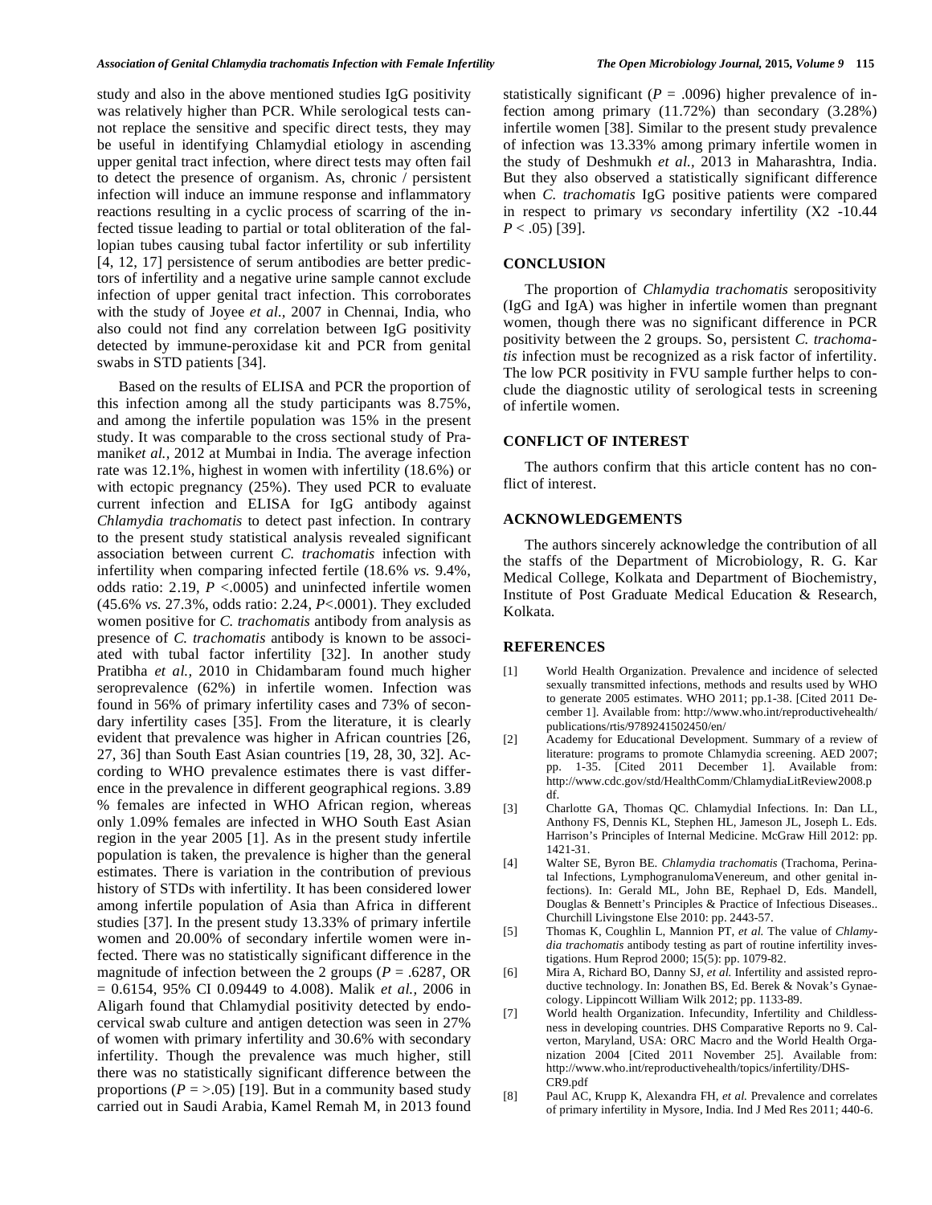study and also in the above mentioned studies IgG positivity was relatively higher than PCR. While serological tests cannot replace the sensitive and specific direct tests, they may be useful in identifying Chlamydial etiology in ascending upper genital tract infection, where direct tests may often fail to detect the presence of organism. As, chronic / persistent infection will induce an immune response and inflammatory reactions resulting in a cyclic process of scarring of the infected tissue leading to partial or total obliteration of the fallopian tubes causing tubal factor infertility or sub infertility [4, 12, 17] persistence of serum antibodies are better predictors of infertility and a negative urine sample cannot exclude infection of upper genital tract infection. This corroborates with the study of Joyee *et al.*, 2007 in Chennai, India, who also could not find any correlation between IgG positivity detected by immune-peroxidase kit and PCR from genital swabs in STD patients [34].

Based on the results of ELISA and PCR the proportion of this infection among all the study participants was 8.75%, and among the infertile population was 15% in the present study. It was comparable to the cross sectional study of Pramanik*et al.*, 2012 at Mumbai in India. The average infection rate was 12.1%, highest in women with infertility (18.6%) or with ectopic pregnancy (25%). They used PCR to evaluate current infection and ELISA for IgG antibody against *Chlamydia trachomatis* to detect past infection. In contrary to the present study statistical analysis revealed significant association between current *C. trachomatis* infection with infertility when comparing infected fertile (18.6% *vs.* 9.4%, odds ratio: 2.19, $P < .0005$) and uninfected infertile women (45.6% *vs.* 27.3%, odds ratio: 2.24, $P < .0001$). They excluded women positive for *C. trachomatis* antibody from analysis as presence of *C. trachomatis* antibody is known to be associated with tubal factor infertility [32]. In another study Pratibha *et al.*, 2010 in Chidambaram found much higher seroprevalence (62%) in infertile women. Infection was found in 56% of primary infertility cases and 73% of secondary infertility cases [35]. From the literature, it is clearly evident that prevalence was higher in African countries [26, 27, 36] than South East Asian countries [19, 28, 30, 32]. According to WHO prevalence estimates there is vast difference in the prevalence in different geographical regions. 3.89 % females are infected in WHO African region, whereas only 1.09% females are infected in WHO South East Asian region in the year 2005 [1]. As in the present study infertile population is taken, the prevalence is higher than the general estimates. There is variation in the contribution of previous history of STDs with infertility. It has been considered lower among infertile population of Asia than Africa in different studies [37]. In the present study 13.33% of primary infertile women and 20.00% of secondary infertile women were infected. There was no statistically significant difference in the magnitude of infection between the 2 groups ($P = .6287$, OR = 0.6154, 95% CI 0.09449 to 4.008). Malik *et al.*, 2006 in Aligarh found that Chlamydial positivity detected by endocervical swab culture and antigen detection was seen in 27% of women with primary infertility and 30.6% with secondary infertility. Though the prevalence was much higher, still there was no statistically significant difference between the proportions ($P = >.05$) [19]. But in a community based study carried out in Saudi Arabia, Kamel Remah M, in 2013 found statistically significant ($P = .0096$) higher prevalence of infection among primary (11.72%) than secondary (3.28%) infertile women [38]. Similar to the present study prevalence of infection was 13.33% among primary infertile women in the study of Deshmukh *et al.*, 2013 in Maharashtra, India. But they also observed a statistically significant difference when *C. trachomatis* IgG positive patients were compared in respect to primary *vs* secondary infertility (X2 -10.44 $P < .05$) [39].

## CONCLUSION

The proportion of *Chlamydia trachomatis* seropositivity (IgG and IgA) was higher in infertile women than pregnant women, though there was no significant difference in PCR positivity between the 2 groups. So, persistent *C. trachomatis* infection must be recognized as a risk factor of infertility. The low PCR positivity in FVU sample further helps to conclude the diagnostic utility of serological tests in screening of infertile women.

## CONFLICT OF INTEREST

The authors confirm that this article content has no conflict of interest.

## ACKNOWLEDGEMENTS

The authors sincerely acknowledge the contribution of all the staffs of the Department of Microbiology, R. G. Kar Medical College, Kolkata and Department of Biochemistry, Institute of Post Graduate Medical Education & Research, Kolkata.

## REFERENCES

[1] World Health Organization. Prevalence and incidence of selected sexually transmitted infections, methods and results used by WHO to generate 2005 estimates. WHO 2011; pp.1-38. [Cited 2011 December 1]. Available from: http://www.who.int/reproductivehealth/publications/rtis/9789241502450/en/

[2] Academy for Educational Development. Summary of a review of literature: programs to promote Chlamydia screening. AED 2007; pp. 1-35. [Cited 2011 December 1]. Available from: http://www.cdc.gov/std/HealthComm/ChlamydiaLitReview2008.pdf.

[3] Charlotte GA, Thomas QC. Chlamydial Infections. In: Dan LL, Anthony FS, Dennis KL, Stephen HL, Jameson JL, Joseph L. Eds. Harrison's Principles of Internal Medicine. McGraw Hill 2012: pp. 1421-31.

[4] Walter SE, Byron BE. *Chlamydia trachomatis* (Trachoma, Perinatal Infections, LymphogranulomaVenereum, and other genital infections). In: Gerald ML, John BE, Rephael D, Eds. Mandell, Douglas & Bennett's Principles & Practice of Infectious Diseases.. Churchill Livingstone Else 2010: pp. 2443-57.

[5] Thomas K, Coughlin L, Mannion PT, *et al.* The value of *Chlamydia trachomatis* antibody testing as part of routine infertility investigations. Hum Reprod 2000; 15(5): pp. 1079-82.

[6] Mira A, Richard BO, Danny SJ, *et al.* Infertility and assisted reproductive technology. In: Jonathen BS, Ed. Berek & Novak's Gynaecology. Lippincott William Wilk 2012; pp. 1133-89.

[7] World health Organization. Infecundity, Infertility and Childlessness in developing countries. DHS Comparative Reports no 9. Calverton, Maryland, USA: ORC Macro and the World Health Organization 2004 [Cited 2011 November 25]. Available from: http://www.who.int/reproductivehealth/topics/infertility/DHS-CR9.pdf

[8] Paul AC, Krupp K, Alexandra FH, *et al.* Prevalence and correlates of primary infertility in Mysore, India. Ind J Med Res 2011; 440-6.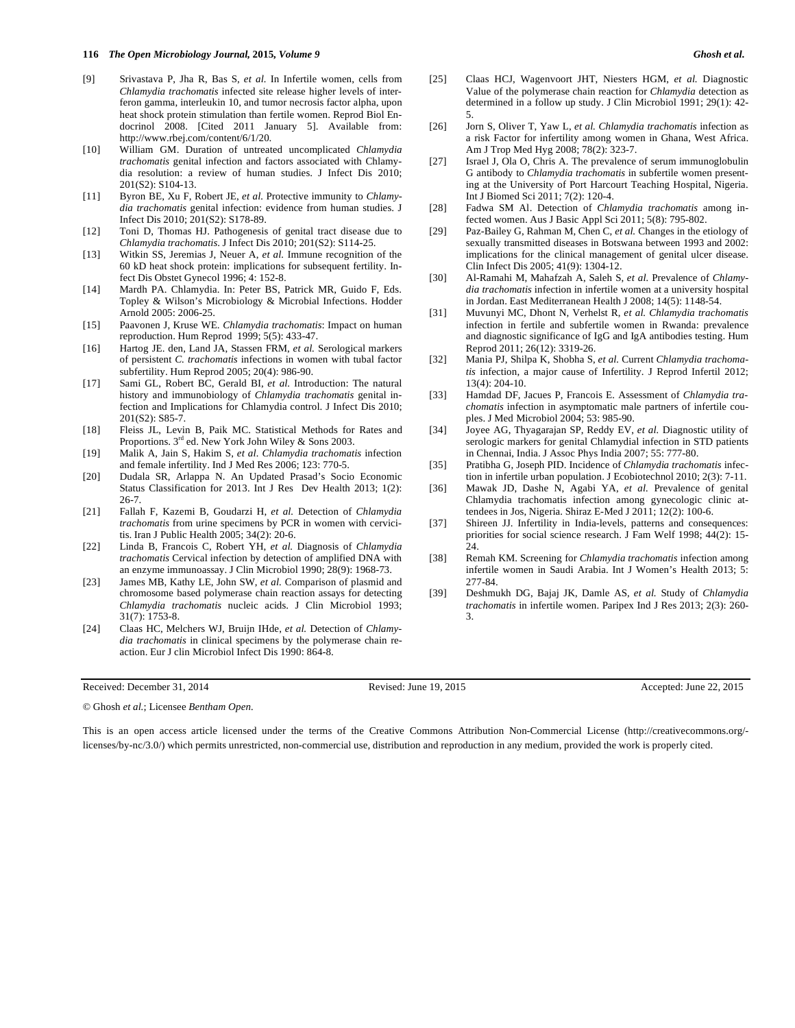[9] Srivastava P, Jha R, Bas S, *et al.* In Infertile women, cells from *Chlamydia trachomatis* infected site release higher levels of interferon gamma, interleukin 10, and tumor necrosis factor alpha, upon heat shock protein stimulation than fertile women. Reprod Biol Endocrinol 2008. [Cited 2011 January 5]. Available from: http://www.rbej.com/content/6/1/20.

[10] William GM. Duration of untreated uncomplicated *Chlamydia trachomatis* genital infection and factors associated with Chlamydia resolution: a review of human studies. J Infect Dis 2010; 201(S2): S104-13.

[11] Byron BE, Xu F, Robert JE, *et al.* Protective immunity to *Chlamydia trachomatis* genital infection: evidence from human studies. J Infect Dis 2010; 201(S2): S178-89.

[12] Toni D, Thomas HJ. Pathogenesis of genital tract disease due to *Chlamydia trachomatis*. J Infect Dis 2010; 201(S2): S114-25.

[13] Witkin SS, Jeremias J, Neuer A, *et al.* Immune recognition of the 60 kD heat shock protein: implications for subsequent fertility. Infect Dis Obstet Gynecol 1996; 4: 152-8.

[14] Mardh PA. Chlamydia. In: Peter BS, Patrick MR, Guido F, Eds. Topley & Wilson's Microbiology & Microbial Infections. Hodder Arnold 2005: 2006-25.

[15] Paavonen J, Kruse WE. *Chlamydia trachomatis*: Impact on human reproduction. Hum Reprod 1999; 5(5): 433-47.

[16] Hartog JE. den, Land JA, Stassen FRM, *et al.* Serological markers of persistent *C. trachomatis* infections in women with tubal factor subfertility. Hum Reprod 2005; 20(4): 986-90.

[17] Sami GL, Robert BC, Gerald BI, *et al.* Introduction: The natural history and immunobiology of *Chlamydia trachomatis* genital infection and Implications for Chlamydia control. J Infect Dis 2010; 201(S2): S85-7.

[18] Fleiss JL, Levin B, Paik MC. Statistical Methods for Rates and Proportions. 3rd ed. New York John Wiley & Sons 2003.

[19] Malik A, Jain S, Hakim S, *et al*. *Chlamydia trachomatis* infection and female infertility. Ind J Med Res 2006; 123: 770-5.

[20] Dudala SR, Arlappa N. An Updated Prasad's Socio Economic Status Classification for 2013. Int J Res Dev Health 2013; 1(2): 26-7.

[21] Fallah F, Kazemi B, Goudarzi H, *et al.* Detection of *Chlamydia trachomatis* from urine specimens by PCR in women with cervicitis. Iran J Public Health 2005; 34(2): 20-6.

[22] Linda B, Francois C, Robert YH, *et al.* Diagnosis of *Chlamydia trachomatis* Cervical infection by detection of amplified DNA with an enzyme immunoassay. J Clin Microbiol 1990; 28(9): 1968-73.

[23] James MB, Kathy LE, John SW, *et al.* Comparison of plasmid and chromosome based polymerase chain reaction assays for detecting *Chlamydia trachomatis* nucleic acids. J Clin Microbiol 1993; 31(7): 1753-8.

[24] Claas HC, Melchers WJ, Bruijn IHde, *et al.* Detection of *Chlamydia trachomatis* in clinical specimens by the polymerase chain reaction. Eur J clin Microbiol Infect Dis 1990: 864-8.

[25] Claas HCJ, Wagenvoort JHT, Niesters HGM, *et al.* Diagnostic Value of the polymerase chain reaction for *Chlamydia* detection as determined in a follow up study. J Clin Microbiol 1991; 29(1): 42-5.

[26] Jorn S, Oliver T, Yaw L, *et al. Chlamydia trachomatis* infection as a risk Factor for infertility among women in Ghana, West Africa. Am J Trop Med Hyg 2008; 78(2): 323-7.

[27] Israel J, Ola O, Chris A. The prevalence of serum immunoglobulin G antibody to *Chlamydia trachomatis* in subfertile women presenting at the University of Port Harcourt Teaching Hospital, Nigeria. Int J Biomed Sci 2011; 7(2): 120-4.

[28] Fadwa SM Al. Detection of *Chlamydia trachomatis* among infected women. Aus J Basic Appl Sci 2011; 5(8): 795-802.

[29] Paz-Bailey G, Rahman M, Chen C, *et al.* Changes in the etiology of sexually transmitted diseases in Botswana between 1993 and 2002: implications for the clinical management of genital ulcer disease. Clin Infect Dis 2005; 41(9): 1304-12.

[30] Al-Ramahi M, Mahafzah A, Saleh S, *et al.* Prevalence of *Chlamydia trachomatis* infection in infertile women at a university hospital in Jordan. East Mediterranean Health J 2008; 14(5): 1148-54.

[31] Muvunyi MC, Dhont N, Verhelst R, *et al. Chlamydia trachomatis* infection in fertile and subfertile women in Rwanda: prevalence and diagnostic significance of IgG and IgA antibodies testing. Hum Reprod 2011; 26(12): 3319-26.

[32] Mania PJ, Shilpa K, Shobha S, *et al.* Current *Chlamydia trachomatis* infection, a major cause of Infertility. J Reprod Infertil 2012; 13(4): 204-10.

[33] Hamdad DF, Jacues P, Francois E. Assessment of *Chlamydia trachomatis* infection in asymptomatic male partners of infertile couples. J Med Microbiol 2004; 53: 985-90.

[34] Joyee AG, Thyagarajan SP, Reddy EV, *et al.* Diagnostic utility of serologic markers for genital Chlamydial infection in STD patients in Chennai, India. J Assoc Phys India 2007; 55: 777-80.

[35] Pratibha G, Joseph PID. Incidence of *Chlamydia trachomatis* infection in infertile urban population. J Ecobiotechnol 2010; 2(3): 7-11.

[36] Mawak JD, Dashe N, Agabi YA, *et al.* Prevalence of genital Chlamydia trachomatis infection among gynecologic clinic attendees in Jos, Nigeria. Shiraz E-Med J 2011; 12(2): 100-6.

[37] Shireen JJ. Infertility in India-levels, patterns and consequences: priorities for social science research. J Fam Welf 1998; 44(2): 15-24.

[38] Remah KM. Screening for *Chlamydia trachomatis* infection among infertile women in Saudi Arabia. Int J Women's Health 2013; 5: 277-84.

[39] Deshmukh DG, Bajaj JK, Damle AS, *et al.* Study of *Chlamydia trachomatis* in infertile women. Paripex Ind J Res 2013; 2(3): 260-3.

Received: December 31, 2014 Revised: June 19, 2015 Accepted: June 22, 2015

© Ghosh *et al.*; Licensee *Bentham Open.*

This is an open access article licensed under the terms of the Creative Commons Attribution Non-Commercial License (http://creativecommons.org/-licenses/by-nc/3.0/) which permits unrestricted, non-commercial use, distribution and reproduction in any medium, provided the work is properly cited.